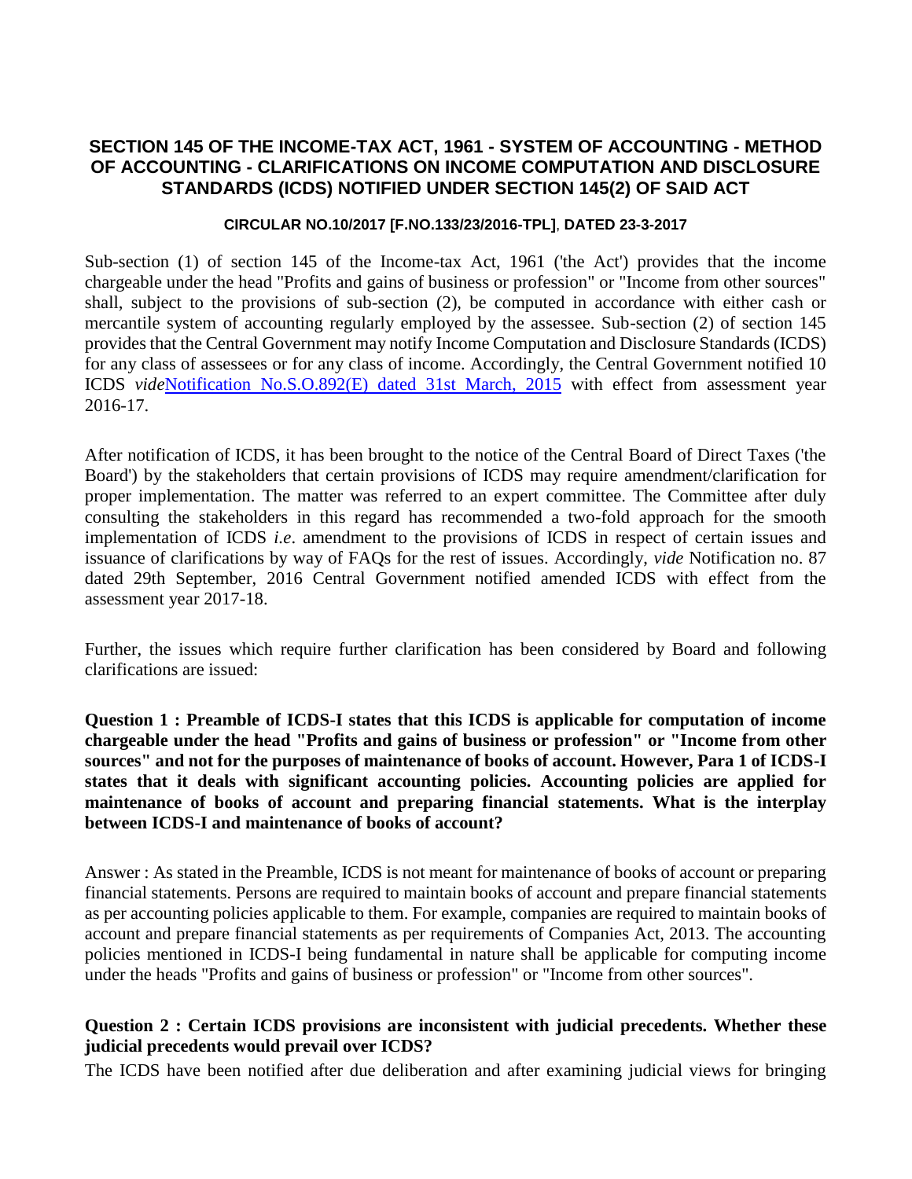## SECTION 145 OF THE INCOME-TAX ACT, 1961 - SYSTEM OF ACCOUNTING - METHOD OF ACCOUNTING - CLARIFICATIONS ON INCOME COMPUTATION AND DISCLOSURE STANDARDS (ICDS) NOTIFIED UNDER SECTION 145(2) OF SAID ACT

**CIRCULAR NO.10/2017 [F.NO.133/23/2016-TPL], DATED 23-3-2017**

Sub-section (1) of section 145 of the Income-tax Act, 1961 ('the Act') provides that the income chargeable under the head "Profits and gains of business or profession" or "Income from other sources" shall, subject to the provisions of sub-section (2), be computed in accordance with either cash or mercantile system of accounting regularly employed by the assessee. Sub-section (2) of section 145 provides that the Central Government may notify Income Computation and Disclosure Standards (ICDS) for any class of assessees or for any class of income. Accordingly, the Central Government notified 10 ICDS *vide*Notification No.S.O.892(E) dated 31st March, 2015 with effect from assessment year 2016-17.

After notification of ICDS, it has been brought to the notice of the Central Board of Direct Taxes ('the Board') by the stakeholders that certain provisions of ICDS may require amendment/clarification for proper implementation. The matter was referred to an expert committee. The Committee after duly consulting the stakeholders in this regard has recommended a two-fold approach for the smooth implementation of ICDS *i.e*. amendment to the provisions of ICDS in respect of certain issues and issuance of clarifications by way of FAQs for the rest of issues. Accordingly, *vide* Notification no. 87 dated 29th September, 2016 Central Government notified amended ICDS with effect from the assessment year 2017-18.

Further, the issues which require further clarification has been considered by Board and following clarifications are issued:

**Question 1 : Preamble of ICDS-I states that this ICDS is applicable for computation of income chargeable under the head "Profits and gains of business or profession" or "Income from other sources" and not for the purposes of maintenance of books of account. However, Para 1 of ICDS-I states that it deals with significant accounting policies. Accounting policies are applied for maintenance of books of account and preparing financial statements. What is the interplay between ICDS-I and maintenance of books of account?**

Answer : As stated in the Preamble, ICDS is not meant for maintenance of books of account or preparing financial statements. Persons are required to maintain books of account and prepare financial statements as per accounting policies applicable to them. For example, companies are required to maintain books of account and prepare financial statements as per requirements of Companies Act, 2013. The accounting policies mentioned in ICDS-I being fundamental in nature shall be applicable for computing income under the heads "Profits and gains of business or profession" or "Income from other sources".

**Question 2 : Certain ICDS provisions are inconsistent with judicial precedents. Whether these judicial precedents would prevail over ICDS?**

The ICDS have been notified after due deliberation and after examining judicial views for bringing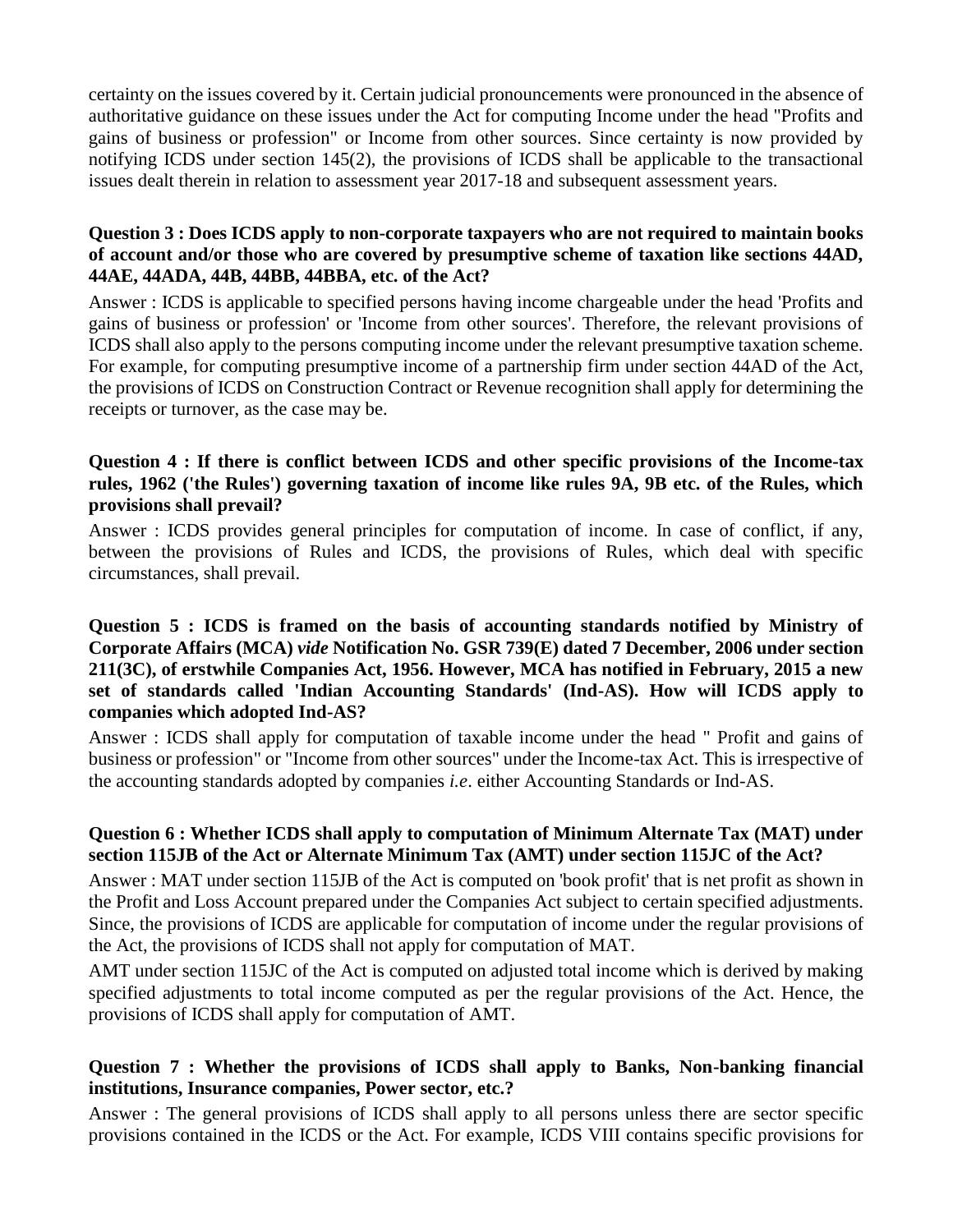certainty on the issues covered by it. Certain judicial pronouncements were pronounced in the absence of authoritative guidance on these issues under the Act for computing Income under the head "Profits and gains of business or profession" or Income from other sources. Since certainty is now provided by notifying ICDS under section 145(2), the provisions of ICDS shall be applicable to the transactional issues dealt therein in relation to assessment year 2017-18 and subsequent assessment years.

**Question 3 : Does ICDS apply to non-corporate taxpayers who are not required to maintain books of account and/or those who are covered by presumptive scheme of taxation like sections 44AD, 44AE, 44ADA, 44B, 44BB, 44BBA, etc. of the Act?**

Answer : ICDS is applicable to specified persons having income chargeable under the head 'Profits and gains of business or profession' or 'Income from other sources'. Therefore, the relevant provisions of ICDS shall also apply to the persons computing income under the relevant presumptive taxation scheme. For example, for computing presumptive income of a partnership firm under section 44AD of the Act, the provisions of ICDS on Construction Contract or Revenue recognition shall apply for determining the receipts or turnover, as the case may be.

**Question 4 : If there is conflict between ICDS and other specific provisions of the Income-tax rules, 1962 ('the Rules') governing taxation of income like rules 9A, 9B etc. of the Rules, which provisions shall prevail?**

Answer : ICDS provides general principles for computation of income. In case of conflict, if any, between the provisions of Rules and ICDS, the provisions of Rules, which deal with specific circumstances, shall prevail.

**Question 5 : ICDS is framed on the basis of accounting standards notified by Ministry of Corporate Affairs (MCA) *vide* Notification No. GSR 739(E) dated 7 December, 2006 under section 211(3C), of erstwhile Companies Act, 1956. However, MCA has notified in February, 2015 a new set of standards called 'Indian Accounting Standards' (Ind-AS). How will ICDS apply to companies which adopted Ind-AS?**

Answer : ICDS shall apply for computation of taxable income under the head " Profit and gains of business or profession" or "Income from other sources" under the Income-tax Act. This is irrespective of the accounting standards adopted by companies *i.e*. either Accounting Standards or Ind-AS.

**Question 6 : Whether ICDS shall apply to computation of Minimum Alternate Tax (MAT) under section 115JB of the Act or Alternate Minimum Tax (AMT) under section 115JC of the Act?**

Answer : MAT under section 115JB of the Act is computed on 'book profit' that is net profit as shown in the Profit and Loss Account prepared under the Companies Act subject to certain specified adjustments. Since, the provisions of ICDS are applicable for computation of income under the regular provisions of the Act, the provisions of ICDS shall not apply for computation of MAT.

AMT under section 115JC of the Act is computed on adjusted total income which is derived by making specified adjustments to total income computed as per the regular provisions of the Act. Hence, the provisions of ICDS shall apply for computation of AMT.

**Question 7 : Whether the provisions of ICDS shall apply to Banks, Non-banking financial institutions, Insurance companies, Power sector, etc.?**

Answer : The general provisions of ICDS shall apply to all persons unless there are sector specific provisions contained in the ICDS or the Act. For example, ICDS VIII contains specific provisions for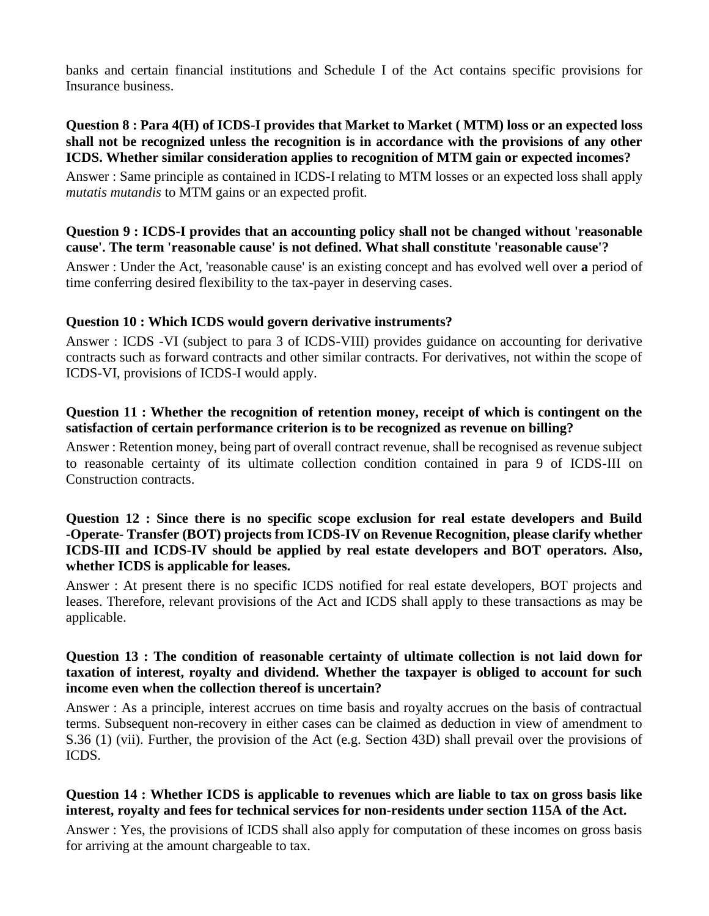banks and certain financial institutions and Schedule I of the Act contains specific provisions for Insurance business.

**Question 8 : Para 4(H) of ICDS-I provides that Market to Market ( MTM) loss or an expected loss shall not be recognized unless the recognition is in accordance with the provisions of any other ICDS. Whether similar consideration applies to recognition of MTM gain or expected incomes?**

Answer : Same principle as contained in ICDS-I relating to MTM losses or an expected loss shall apply *mutatis mutandis* to MTM gains or an expected profit.

**Question 9 : ICDS-I provides that an accounting policy shall not be changed without 'reasonable cause'. The term 'reasonable cause' is not defined. What shall constitute 'reasonable cause'?**

Answer : Under the Act, 'reasonable cause' is an existing concept and has evolved well over **a** period of time conferring desired flexibility to the tax-payer in deserving cases.

**Question 10 : Which ICDS would govern derivative instruments?**

Answer : ICDS -VI (subject to para 3 of ICDS-VIII) provides guidance on accounting for derivative contracts such as forward contracts and other similar contracts. For derivatives, not within the scope of ICDS-VI, provisions of ICDS-I would apply.

**Question 11 : Whether the recognition of retention money, receipt of which is contingent on the satisfaction of certain performance criterion is to be recognized as revenue on billing?**

Answer : Retention money, being part of overall contract revenue, shall be recognised as revenue subject to reasonable certainty of its ultimate collection condition contained in para 9 of ICDS-III on Construction contracts.

**Question 12 : Since there is no specific scope exclusion for real estate developers and Build -Operate- Transfer (BOT) projects from ICDS-IV on Revenue Recognition, please clarify whether ICDS-III and ICDS-IV should be applied by real estate developers and BOT operators. Also, whether ICDS is applicable for leases.**

Answer : At present there is no specific ICDS notified for real estate developers, BOT projects and leases. Therefore, relevant provisions of the Act and ICDS shall apply to these transactions as may be applicable.

**Question 13 : The condition of reasonable certainty of ultimate collection is not laid down for taxation of interest, royalty and dividend. Whether the taxpayer is obliged to account for such income even when the collection thereof is uncertain?**

Answer : As a principle, interest accrues on time basis and royalty accrues on the basis of contractual terms. Subsequent non-recovery in either cases can be claimed as deduction in view of amendment to S.36 (1) (vii). Further, the provision of the Act (e.g. Section 43D) shall prevail over the provisions of ICDS.

**Question 14 : Whether ICDS is applicable to revenues which are liable to tax on gross basis like interest, royalty and fees for technical services for non-residents under section 115A of the Act.**

Answer : Yes, the provisions of ICDS shall also apply for computation of these incomes on gross basis for arriving at the amount chargeable to tax.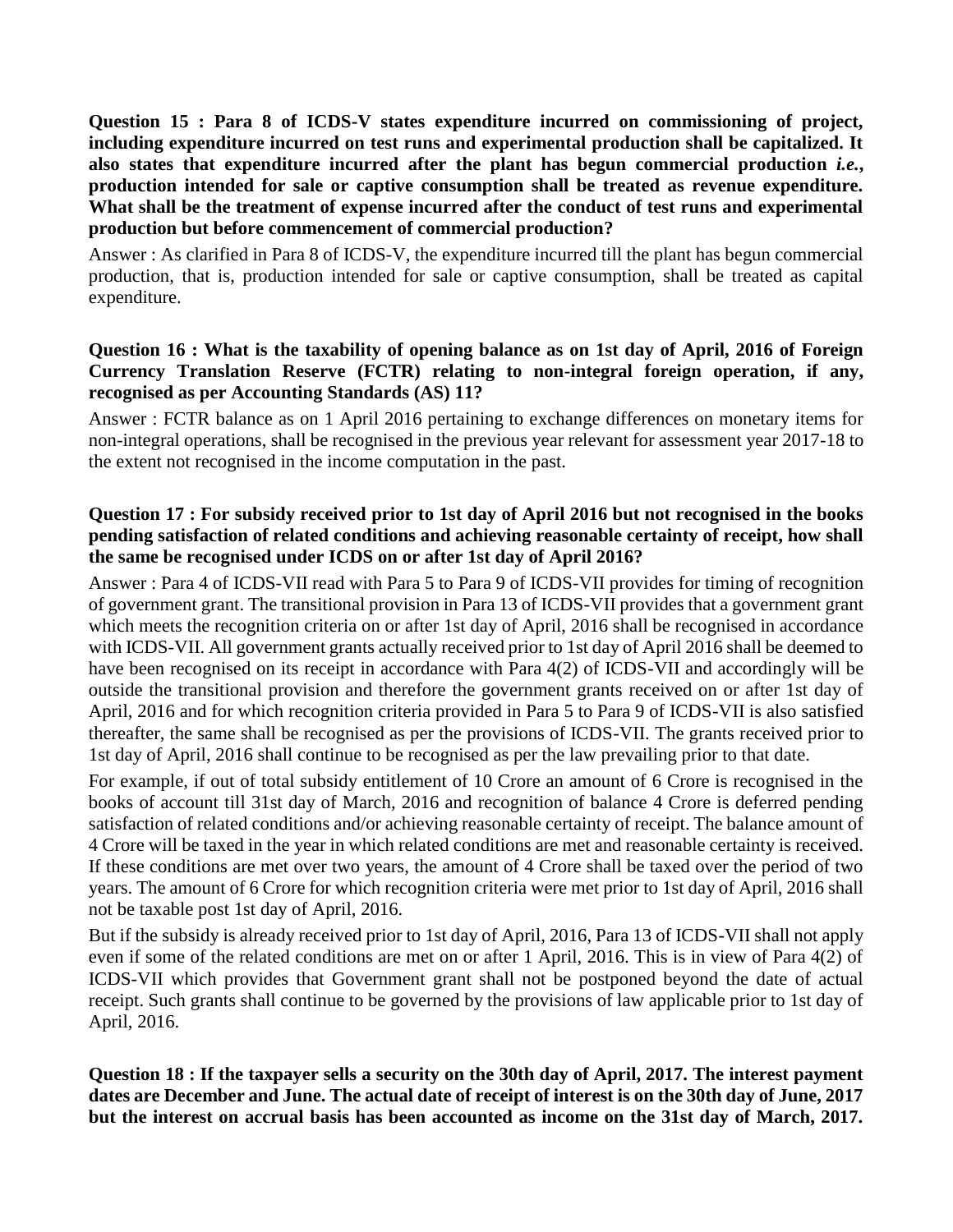**Question 15 : Para 8 of ICDS-V states expenditure incurred on commissioning of project, including expenditure incurred on test runs and experimental production shall be capitalized. It also states that expenditure incurred after the plant has begun commercial production *i.e.*, production intended for sale or captive consumption shall be treated as revenue expenditure. What shall be the treatment of expense incurred after the conduct of test runs and experimental production but before commencement of commercial production?**

Answer : As clarified in Para 8 of ICDS-V, the expenditure incurred till the plant has begun commercial production, that is, production intended for sale or captive consumption, shall be treated as capital expenditure.

**Question 16 : What is the taxability of opening balance as on 1st day of April, 2016 of Foreign Currency Translation Reserve (FCTR) relating to non-integral foreign operation, if any, recognised as per Accounting Standards (AS) 11?**

Answer : FCTR balance as on 1 April 2016 pertaining to exchange differences on monetary items for non-integral operations, shall be recognised in the previous year relevant for assessment year 2017-18 to the extent not recognised in the income computation in the past.

**Question 17 : For subsidy received prior to 1st day of April 2016 but not recognised in the books pending satisfaction of related conditions and achieving reasonable certainty of receipt, how shall the same be recognised under ICDS on or after 1st day of April 2016?**

Answer : Para 4 of ICDS-VII read with Para 5 to Para 9 of ICDS-VII provides for timing of recognition of government grant. The transitional provision in Para 13 of ICDS-VII provides that a government grant which meets the recognition criteria on or after 1st day of April, 2016 shall be recognised in accordance with ICDS-VII. All government grants actually received prior to 1st day of April 2016 shall be deemed to have been recognised on its receipt in accordance with Para 4(2) of ICDS-VII and accordingly will be outside the transitional provision and therefore the government grants received on or after 1st day of April, 2016 and for which recognition criteria provided in Para 5 to Para 9 of ICDS-VII is also satisfied thereafter, the same shall be recognised as per the provisions of ICDS-VII. The grants received prior to 1st day of April, 2016 shall continue to be recognised as per the law prevailing prior to that date.

For example, if out of total subsidy entitlement of 10 Crore an amount of 6 Crore is recognised in the books of account till 31st day of March, 2016 and recognition of balance 4 Crore is deferred pending satisfaction of related conditions and/or achieving reasonable certainty of receipt. The balance amount of 4 Crore will be taxed in the year in which related conditions are met and reasonable certainty is received. If these conditions are met over two years, the amount of 4 Crore shall be taxed over the period of two years. The amount of 6 Crore for which recognition criteria were met prior to 1st day of April, 2016 shall not be taxable post 1st day of April, 2016.

But if the subsidy is already received prior to 1st day of April, 2016, Para 13 of ICDS-VII shall not apply even if some of the related conditions are met on or after 1 April, 2016. This is in view of Para 4(2) of ICDS-VII which provides that Government grant shall not be postponed beyond the date of actual receipt. Such grants shall continue to be governed by the provisions of law applicable prior to 1st day of April, 2016.

**Question 18 : If the taxpayer sells a security on the 30th day of April, 2017. The interest payment dates are December and June. The actual date of receipt of interest is on the 30th day of June, 2017 but the interest on accrual basis has been accounted as income on the 31st day of March, 2017.**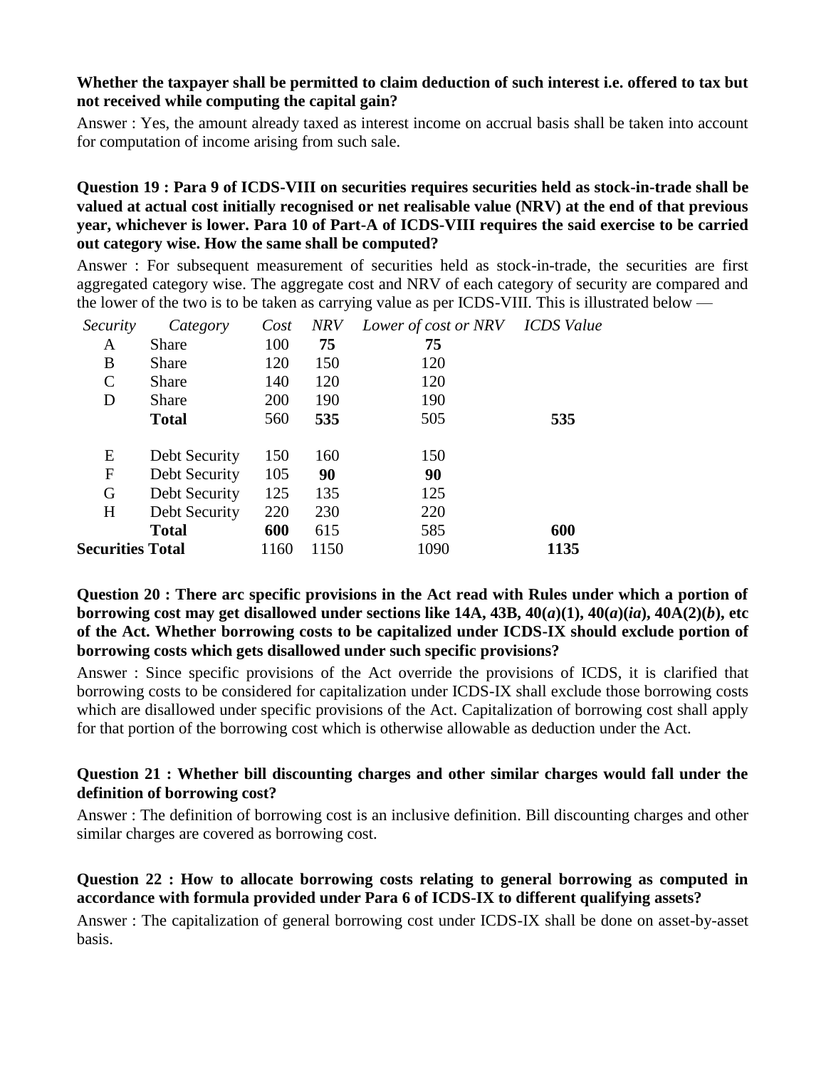**Whether the taxpayer shall be permitted to claim deduction of such interest i.e. offered to tax but not received while computing the capital gain?**

Answer : Yes, the amount already taxed as interest income on accrual basis shall be taken into account for computation of income arising from such sale.

**Question 19 : Para 9 of ICDS-VIII on securities requires securities held as stock-in-trade shall be valued at actual cost initially recognised or net realisable value (NRV) at the end of that previous year, whichever is lower. Para 10 of Part-A of ICDS-VIII requires the said exercise to be carried out category wise. How the same shall be computed?**

Answer : For subsequent measurement of securities held as stock-in-trade, the securities are first aggregated category wise. The aggregate cost and NRV of each category of security are compared and the lower of the two is to be taken as carrying value as per ICDS-VIII. This is illustrated below —

| *Security* | *Category* | *Cost* | *NRV* | *Lower of cost or NRV* | *ICDS Value* |
|---|---|---|---|---|---|
| A | Share | 100 | **75** | **75** | |
| B | Share | 120 | 150 | 120 | |
| C | Share | 140 | 120 | 120 | |
| D | Share | 200 | 190 | 190 | |
| | **Total** | 560 | **535** | 505 | **535** |
| E | Debt Security | 150 | 160 | 150 | |
| F | Debt Security | 105 | **90** | **90** | |
| G | Debt Security | 125 | 135 | 125 | |
| H | Debt Security | 220 | 230 | 220 | |
| | **Total** | **600** | 615 | 585 | **600** |
| **Securities Total** | | 1160 | 1150 | 1090 | **1135** |

**Question 20 : There arc specific provisions in the Act read with Rules under which a portion of borrowing cost may get disallowed under sections like 14A, 43B, 40(*a*)(1), 40(*a*)(*ia*), 40A(2)(*b*), etc of the Act. Whether borrowing costs to be capitalized under ICDS-IX should exclude portion of borrowing costs which gets disallowed under such specific provisions?**

Answer : Since specific provisions of the Act override the provisions of ICDS, it is clarified that borrowing costs to be considered for capitalization under ICDS-IX shall exclude those borrowing costs which are disallowed under specific provisions of the Act. Capitalization of borrowing cost shall apply for that portion of the borrowing cost which is otherwise allowable as deduction under the Act.

**Question 21 : Whether bill discounting charges and other similar charges would fall under the definition of borrowing cost?**

Answer : The definition of borrowing cost is an inclusive definition. Bill discounting charges and other similar charges are covered as borrowing cost.

**Question 22 : How to allocate borrowing costs relating to general borrowing as computed in accordance with formula provided under Para 6 of ICDS-IX to different qualifying assets?**

Answer : The capitalization of general borrowing cost under ICDS-IX shall be done on asset-by-asset basis.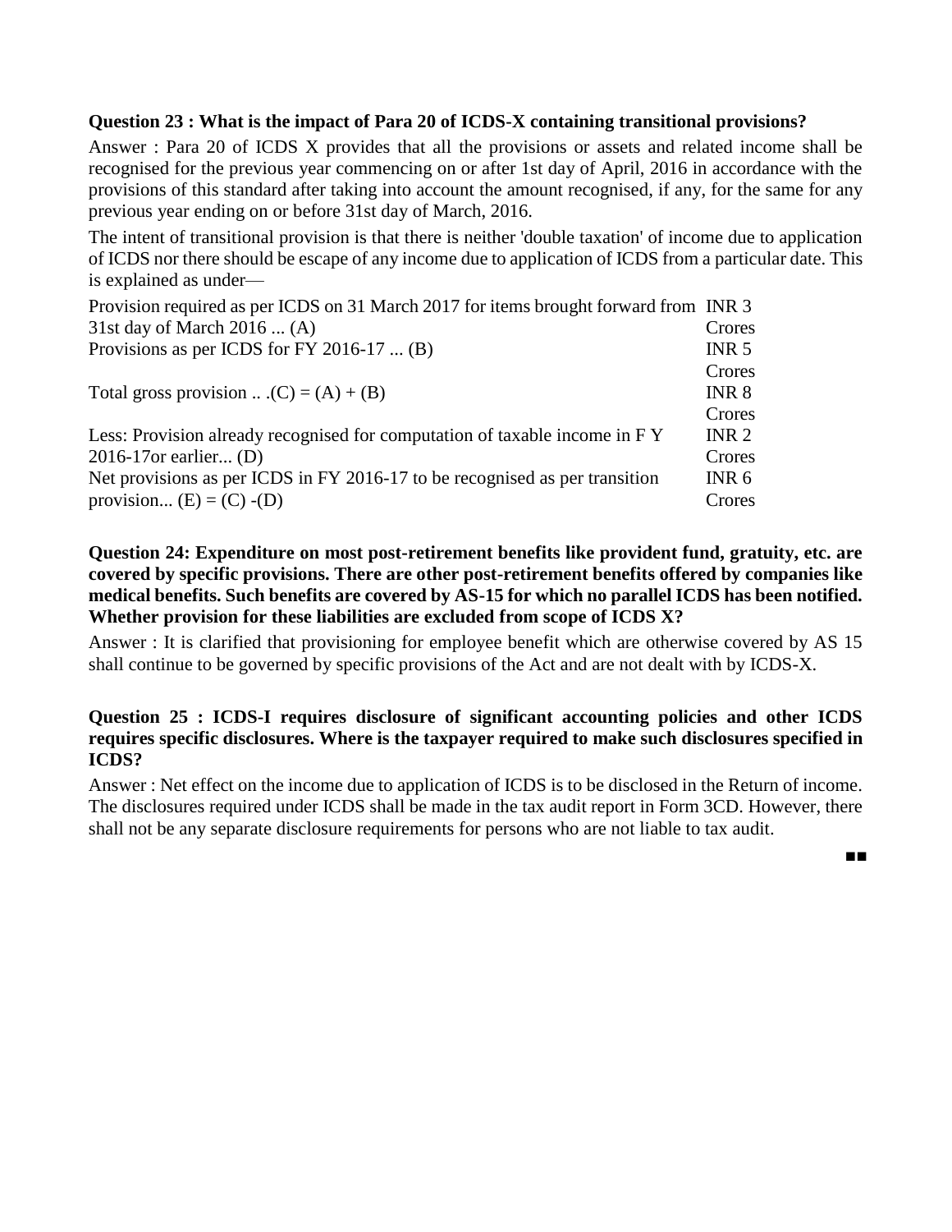**Question 23 : What is the impact of Para 20 of ICDS-X containing transitional provisions?**

Answer : Para 20 of ICDS X provides that all the provisions or assets and related income shall be recognised for the previous year commencing on or after 1st day of April, 2016 in accordance with the provisions of this standard after taking into account the amount recognised, if any, for the same for any previous year ending on or before 31st day of March, 2016.

The intent of transitional provision is that there is neither 'double taxation' of income due to application of ICDS nor there should be escape of any income due to application of ICDS from a particular date. This is explained as under—

| | |
|---|---|
| Provision required as per ICDS on 31 March 2017 for items brought forward from 31st day of March 2016 ... (A) | INR 3 Crores |
| Provisions as per ICDS for FY 2016-17 ... (B) | INR 5 Crores |
| Total gross provision .. .(C) = (A) + (B) | INR 8 Crores |
| Less: Provision already recognised for computation of taxable income in F Y 2016-17or earlier... (D) | INR 2 Crores |
| Net provisions as per ICDS in FY 2016-17 to be recognised as per transition provision... (E) = (C) -(D) | INR 6 Crores |

**Question 24: Expenditure on most post-retirement benefits like provident fund, gratuity, etc. are covered by specific provisions. There are other post-retirement benefits offered by companies like medical benefits. Such benefits are covered by AS-15 for which no parallel ICDS has been notified. Whether provision for these liabilities are excluded from scope of ICDS X?**

Answer : It is clarified that provisioning for employee benefit which are otherwise covered by AS 15 shall continue to be governed by specific provisions of the Act and are not dealt with by ICDS-X.

**Question 25 : ICDS-I requires disclosure of significant accounting policies and other ICDS requires specific disclosures. Where is the taxpayer required to make such disclosures specified in ICDS?**

Answer : Net effect on the income due to application of ICDS is to be disclosed in the Return of income. The disclosures required under ICDS shall be made in the tax audit report in Form 3CD. However, there shall not be any separate disclosure requirements for persons who are not liable to tax audit.

■■